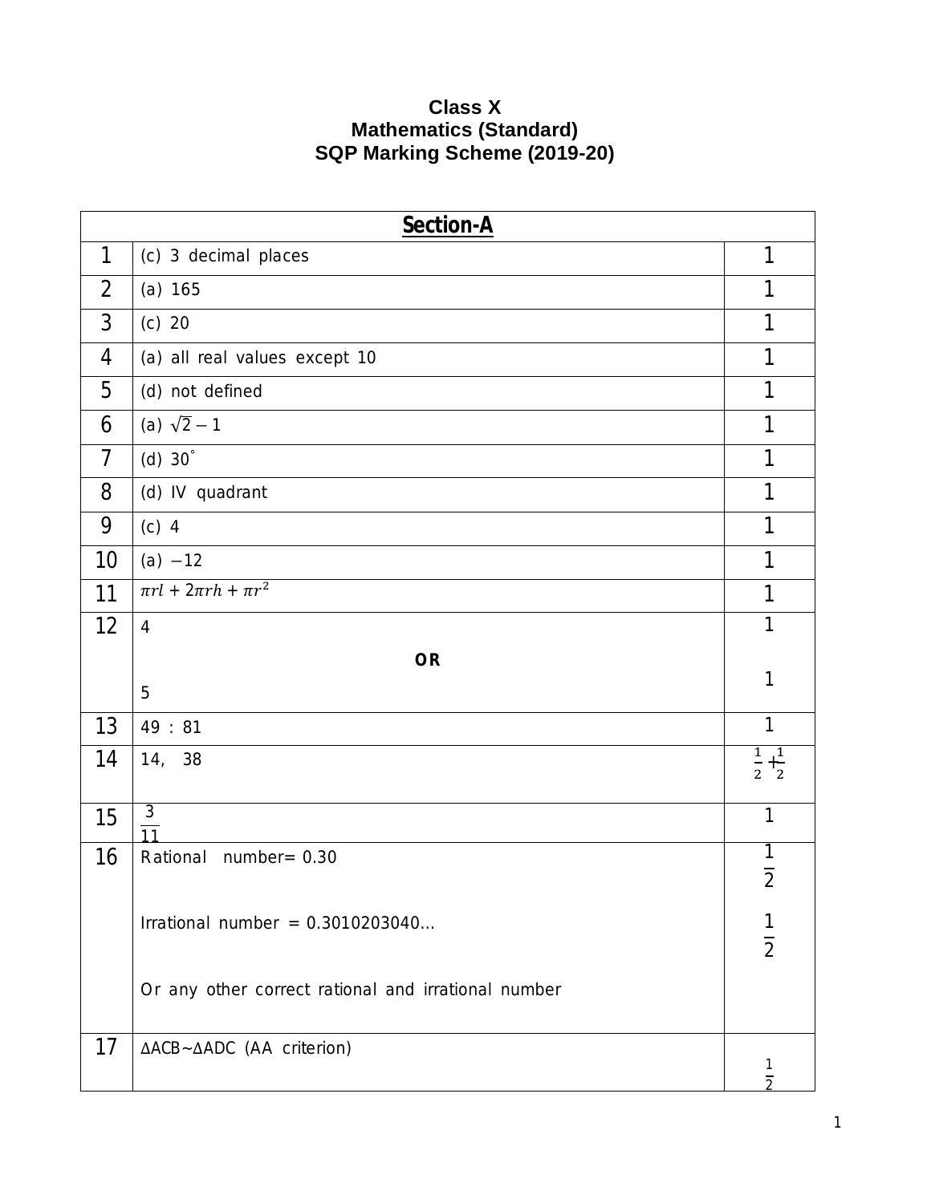# Class X
# Mathematics (Standard)
# SQP Marking Scheme (2019-20)

| Section-A | | |
|---|---|---|
| 1 | (c) 3 decimal places | 1 |
| 2 | (a) 165 | 1 |
| 3 | (c) 20 | 1 |
| 4 | (a) all real values except 10 | 1 |
| 5 | (d) not defined | 1 |
| 6 | (a) $\sqrt{2}-1$ | 1 |
| 7 | (d) $30^{\circ}$ | 1 |
| 8 | (d) IV quadrant | 1 |
| 9 | (c) 4 | 1 |
| 10 | (a) $-12$ | 1 |
| 11 | $\pi rl + 2\pi rh + \pi r^2$ | 1 |
| 12 | 4<br>**OR**<br>5 | 1<br><br>1 |
| 13 | 49 : 81 | 1 |
| 14 | 14, 38 | $\frac{1}{2}+\frac{1}{2}$ |
| 15 | $\frac{3}{11}$ | 1 |
| 16 | Rational number= 0.30<br><br>Irrational number = 0.3010203040…<br><br>Or any other correct rational and irrational number | $\frac{1}{2}$<br><br>$\frac{1}{2}$ |
| 17 | $\Delta ACB \sim \Delta ADC$ (AA criterion) | $\frac{1}{2}$ |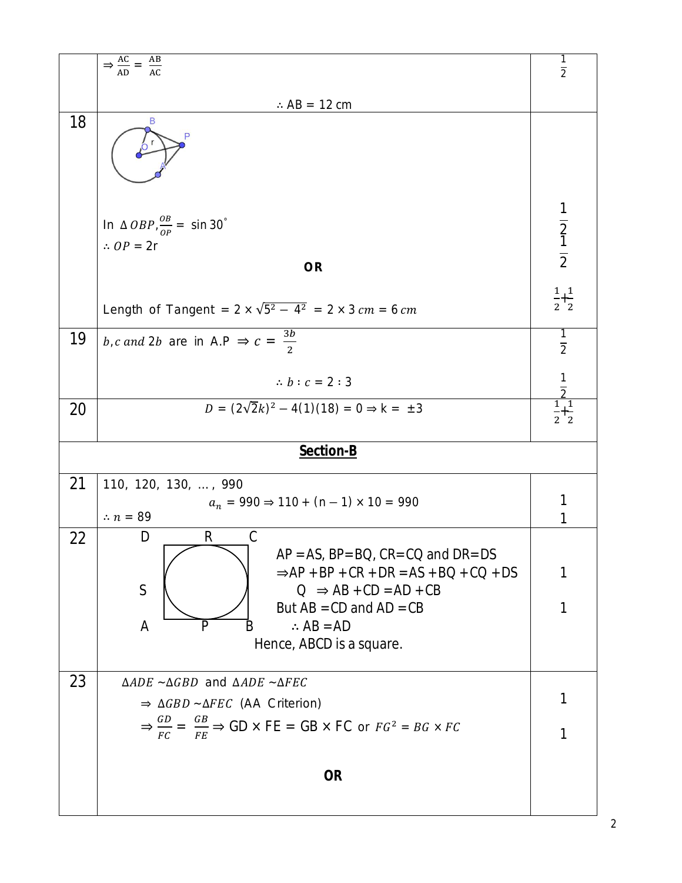| | | |
|---|---|---|
| | $\Rightarrow \frac{AC}{AD} = \frac{AB}{AC}$<br><br>$\therefore AB = 12$ cm | $\frac{1}{2}$ |
| 18 | B, P, O, r, A<br><br>In $\Delta OBP, \frac{OB}{OP} = \sin 30^\circ$<br>$\therefore OP = 2r$<br><br>**OR**<br><br>Length of Tangent $= 2 \times \sqrt{5^2 - 4^2} = 2 \times 3\ cm = 6\ cm$ | $\frac{1}{2}$<br>$\frac{1}{2}$<br><br>$\frac{1}{2}+\frac{1}{2}$ |
| 19 | $b, c$ and $2b$ are in A.P $\Rightarrow c = \frac{3b}{2}$<br><br>$\therefore b : c = 2 : 3$ | $\frac{1}{2}$<br><br>$\frac{1}{2}$ |
| 20 | $D = (2\sqrt{2}k)^2 - 4(1)(18) = 0 \Rightarrow k = \pm 3$ | $\frac{1}{2}+\frac{1}{2}$ |
| | **Section-B** | |
| 21 | 110, 120, 130, ..., 990<br>$a_n = 990 \Rightarrow 110 + (n - 1) \times 10 = 990$<br>$\therefore n = 89$ | 1<br>1 |
| 22 | D, R, C, S, Q, A, P, B<br><br>AP = AS, BP = BQ, CR = CQ and DR = DS<br>$\Rightarrow$ AP + BP + CR + DR = AS + BQ + CQ + DS<br>$\Rightarrow$ AB + CD = AD + CB<br>But AB = CD and AD = CB<br>$\therefore$ AB = AD<br>Hence, ABCD is a square. | 1<br><br>1 |
| 23 | $\Delta ADE \sim \Delta GBD$ and $\Delta ADE \sim \Delta FEC$<br>$\Rightarrow \Delta GBD \sim \Delta FEC$ (AA Criterion)<br>$\Rightarrow \frac{GD}{FC} = \frac{GB}{FE} \Rightarrow$ GD × FE = GB × FC or $FG^2 = BG \times FC$<br><br>**OR** | 1<br><br>1 |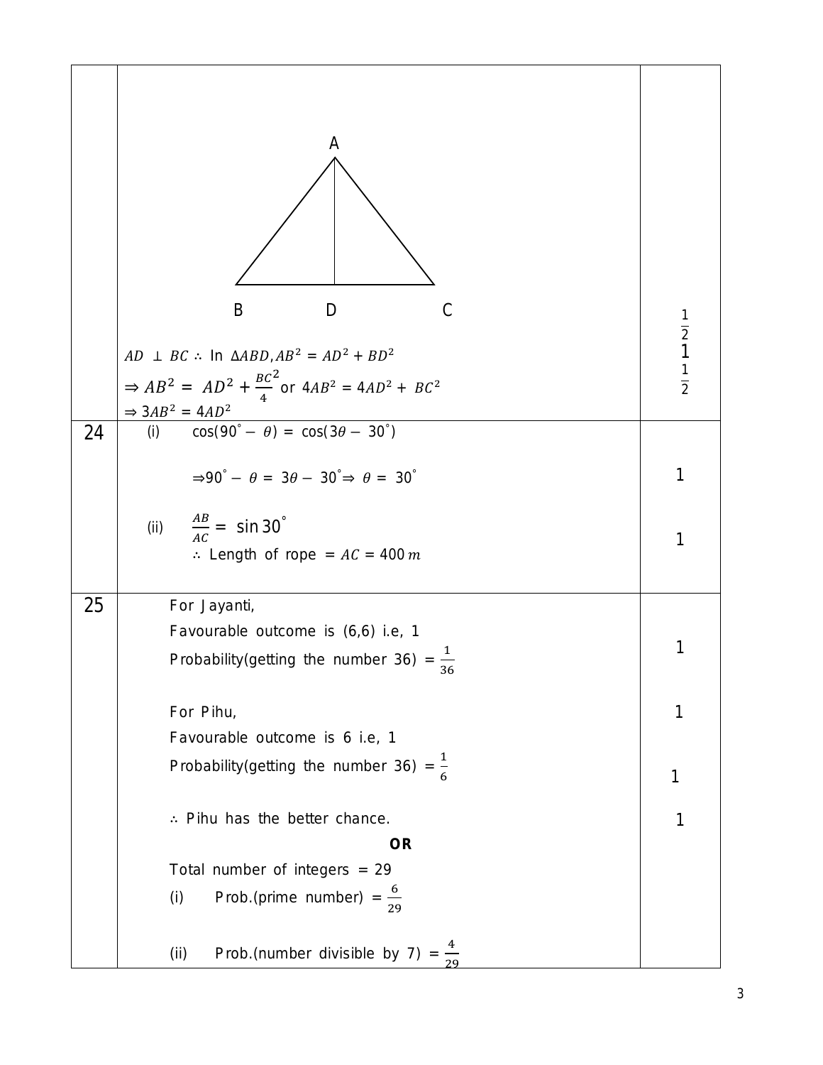| | | |
|---|---|---|
| | A<br>B D C<br>$AD \perp BC$ ∴ In $\Delta ABD, AB^2 = AD^2 + BD^2$<br>$\Rightarrow AB^2 = AD^2 + \frac{BC^2}{4}$ or $4AB^2 = 4AD^2 + BC^2$<br>$\Rightarrow 3AB^2 = 4AD^2$ | $\frac{1}{2}$<br>1<br>$\frac{1}{2}$ |
| 24 | (i) $\cos(90^\circ - \theta) = \cos(3\theta - 30^\circ)$<br>$\Rightarrow 90^\circ - \theta = 3\theta - 30^\circ \Rightarrow \theta = 30^\circ$<br>(ii) $\frac{AB}{AC} = \sin 30^\circ$<br>∴ Length of rope $= AC = 400\, m$ | 1<br><br>1 |
| 25 | For Jayanti,<br>Favourable outcome is (6,6) i.e, 1<br>Probability(getting the number 36) $= \frac{1}{36}$<br><br>For Pihu,<br>Favourable outcome is 6 i.e, 1<br>Probability(getting the number 36) $= \frac{1}{6}$<br><br>∴ Pihu has the better chance.<br>**OR**<br>Total number of integers = 29<br>(i) Prob.(prime number) $= \frac{6}{29}$<br><br>(ii) Prob.(number divisible by 7) $= \frac{4}{29}$ | 1<br><br>1<br><br>1<br><br>1 |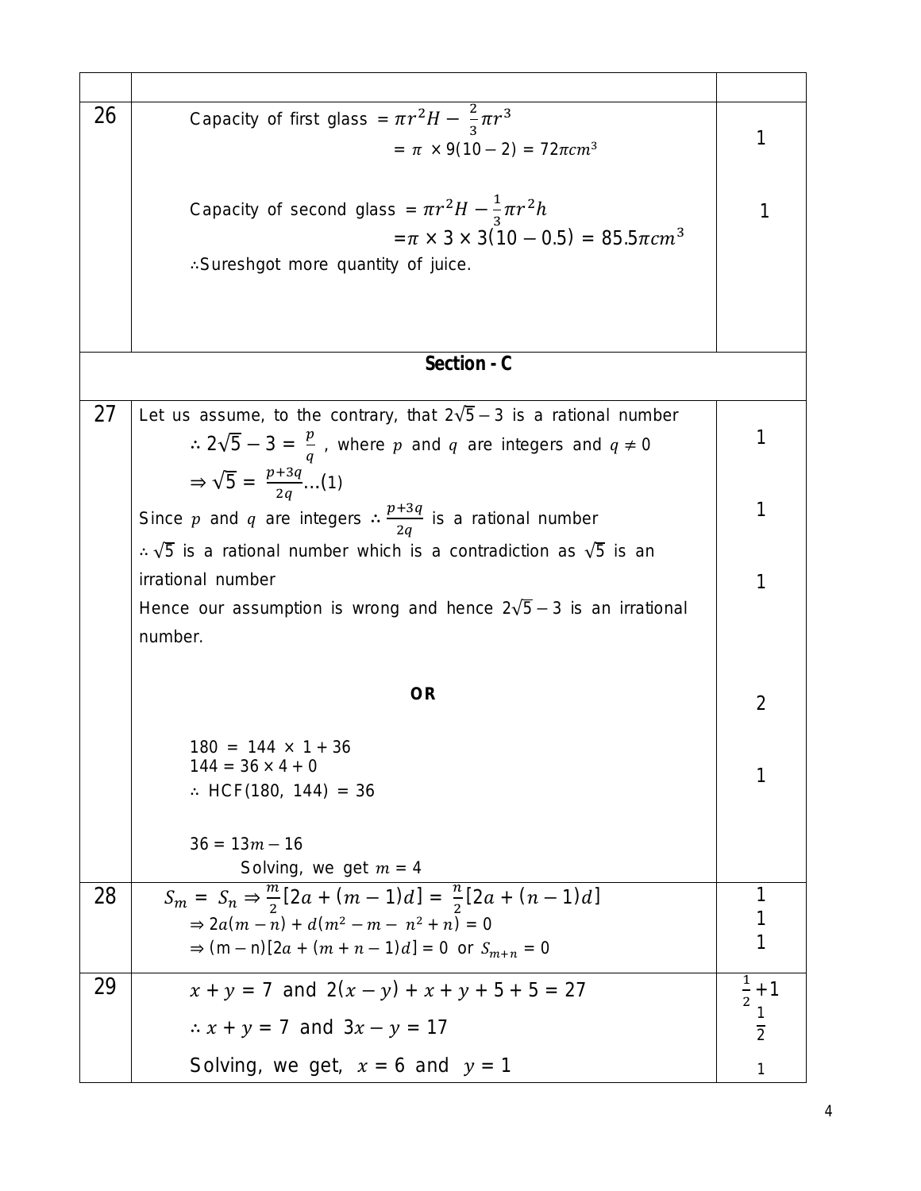| | | |
|---|---|---|
| 26 | Capacity of first glass $= \pi r^2 H - \frac{2}{3}\pi r^3$ <br> $= \pi \times 9(10 - 2) = 72\pi cm^3$ <br><br> Capacity of second glass $= \pi r^2 H - \frac{1}{3}\pi r^2 h$ <br> $= \pi \times 3 \times 3(10 - 0.5) = 85.5\pi cm^3$ <br> ∴Sureshgot more quantity of juice. | 1 <br><br><br> 1 |
| **Section - C** | | |
| 27 | Let us assume, to the contrary, that $2\sqrt{5} - 3$ is a rational number <br> $\therefore 2\sqrt{5} - 3 = \frac{p}{q}$ , where $p$ and $q$ are integers and $q \neq 0$ <br> $\Rightarrow \sqrt{5} = \frac{p+3q}{2q}$...(1) <br> Since $p$ and $q$ are integers $\therefore \frac{p+3q}{2q}$ is a rational number <br> $\therefore \sqrt{5}$ is a rational number which is a contradiction as $\sqrt{5}$ is an irrational number <br> Hence our assumption is wrong and hence $2\sqrt{5} - 3$ is an irrational number. <br><br> **OR** <br><br> $180 = 144 \times 1 + 36$ <br> $144 = 36 \times 4 + 0$ <br> $\therefore$ HCF(180, 144) = 36 <br><br> $36 = 13m - 16$ <br> Solving, we get $m = 4$ | 1 <br><br> 1 <br><br> 1 <br><br><br> 2 <br><br> 1 |
| 28 | $S_m = S_n \Rightarrow \frac{m}{2}[2a + (m-1)d] = \frac{n}{2}[2a + (n-1)d]$ <br> $\Rightarrow 2a(m - n) + d(m^2 - m - n^2 + n) = 0$ <br> $\Rightarrow (m - n)[2a + (m + n - 1)d] = 0$ or $S_{m+n} = 0$ | 1 <br> 1 <br> 1 |
| 29 | $x + y = 7$ and $2(x - y) + x + y + 5 + 5 = 27$ <br> $\therefore x + y = 7$ and $3x - y = 17$ <br> Solving, we get, $x = 6$ and $y = 1$ | $\frac{1}{2}+1$ <br> $\frac{1}{2}$ <br> 1 |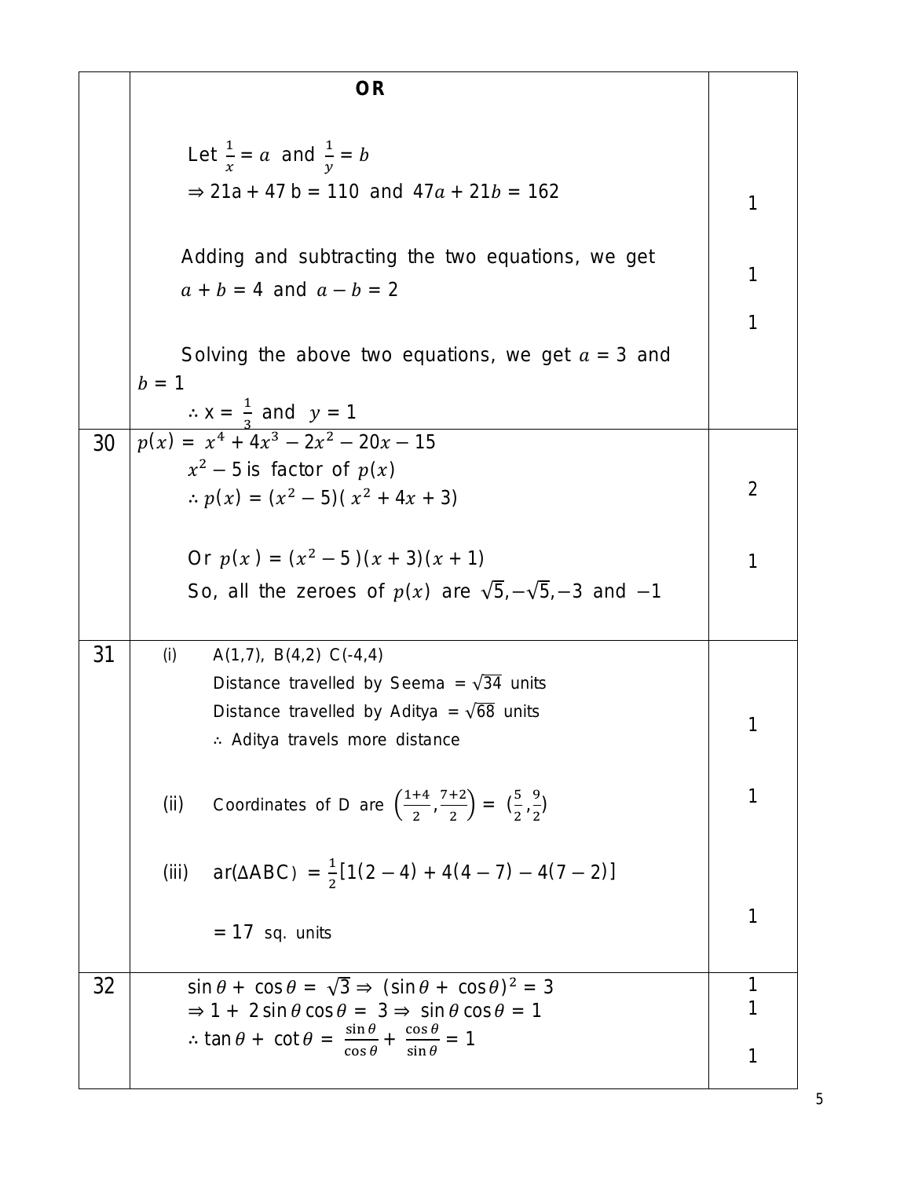| | | |
|---|---|---|
| | **OR**<br><br>Let $\frac{1}{x} = a$ and $\frac{1}{y} = b$<br>$\Rightarrow 21a + 47b = 110$ and $47a + 21b = 162$<br><br>Adding and subtracting the two equations, we get<br>$a + b = 4$ and $a - b = 2$<br><br>Solving the above two equations, we get $a = 3$ and $b = 1$<br>$\therefore x = \frac{1}{3}$ and $y = 1$ | 1<br><br>1<br><br>1 |
| 30 | $p(x) = x^4 + 4x^3 - 2x^2 - 20x - 15$<br>$x^2 - 5$ is factor of $p(x)$<br>$\therefore p(x) = (x^2 - 5)(x^2 + 4x + 3)$<br><br>Or $p(x) = (x^2 - 5)(x + 3)(x + 1)$<br>So, all the zeroes of $p(x)$ are $\sqrt{5}, -\sqrt{5}, -3$ and $-1$ | 2<br><br>1 |
| 31 | (i) A(1,7), B(4,2) C(-4,4)<br>Distance travelled by Seema = $\sqrt{34}$ units<br>Distance travelled by Aditya = $\sqrt{68}$ units<br>$\therefore$ Aditya travels more distance<br><br>(ii) Coordinates of D are $\left(\frac{1+4}{2}, \frac{7+2}{2}\right) = \left(\frac{5}{2}, \frac{9}{2}\right)$<br><br>(iii) ar($\Delta$ABC) $= \frac{1}{2}[1(2-4) + 4(4-7) - 4(7-2)]$<br><br>$= 17$ sq. units | 1<br><br>1<br><br>1 |
| 32 | $\sin\theta + \cos\theta = \sqrt{3} \Rightarrow (\sin\theta + \cos\theta)^2 = 3$<br>$\Rightarrow 1 + 2\sin\theta\cos\theta = 3 \Rightarrow \sin\theta\cos\theta = 1$<br>$\therefore \tan\theta + \cot\theta = \frac{\sin\theta}{\cos\theta} + \frac{\cos\theta}{\sin\theta} = 1$ | 1<br>1<br><br>1 |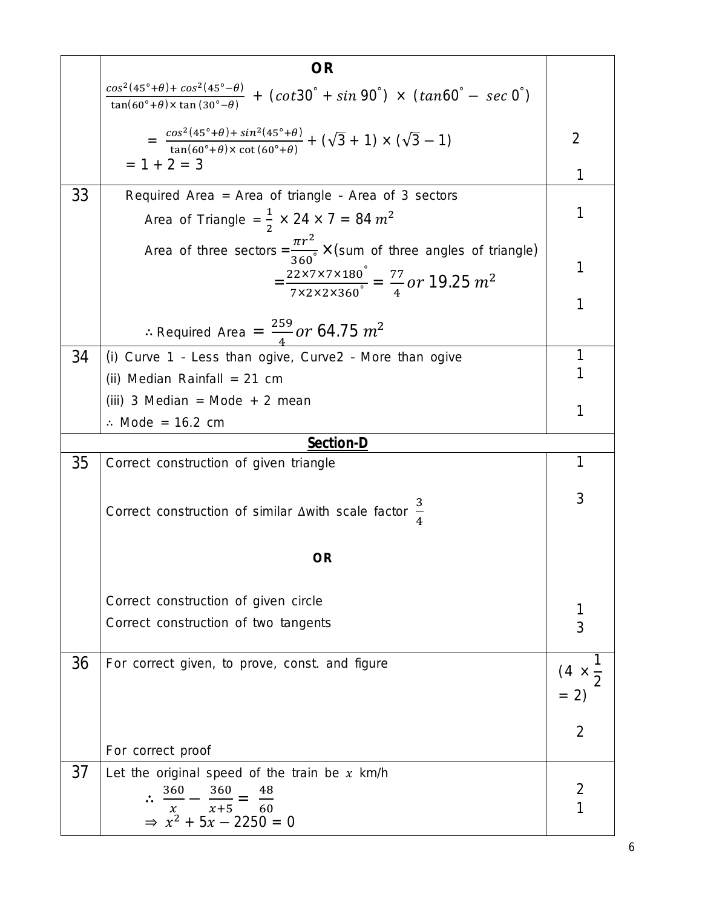| | | |
|---|---|---|
| | **OR** | |
| | $\frac{\cos^2(45°+\theta)+\cos^2(45°-\theta)}{\tan(60°+\theta)\times\tan(30°-\theta)} + (\cot 30° + \sin 90°) \times (\tan 60° - \sec 0°)$ | |
| | $= \frac{\cos^2(45°+\theta)+\sin^2(45°+\theta)}{\tan(60°+\theta)\times\cot(60°+\theta)} + (\sqrt{3}+1)\times(\sqrt{3}-1)$ | 2 |
| | $= 1 + 2 = 3$ | 1 |
| 33 | Required Area = Area of triangle - Area of 3 sectors | |
| | Area of Triangle $= \frac{1}{2} \times 24 \times 7 = 84\ m^2$ | 1 |
| | Area of three sectors $= \frac{\pi r^2}{360°} \times$(sum of three angles of triangle) | |
| | $= \frac{22\times7\times7\times180°}{7\times2\times2\times360°} = \frac{77}{4}\ or\ 19.25\ m^2$ | 1 |
| | $\therefore$ Required Area $= \frac{259}{4}\ or\ 64.75\ m^2$ | 1 |
| 34 | (i) Curve 1 - Less than ogive, Curve2 - More than ogive | 1 |
| | (ii) Median Rainfall = 21 cm | 1 |
| | (iii) 3 Median = Mode + 2 mean | |
| | $\therefore$ Mode = 16.2 cm | 1 |
| | **Section-D** | |
| 35 | Correct construction of given triangle | 1 |
| | Correct construction of similar Δwith scale factor $\frac{3}{4}$ | 3 |
| | **OR** | |
| | Correct construction of given circle | 1 |
| | Correct construction of two tangents | 3 |
| 36 | For correct given, to prove, const. and figure | $(4 \times \frac{1}{2} = 2)$ |
| | For correct proof | 2 |
| 37 | Let the original speed of the train be $x$ km/h | |
| | $\therefore\ \frac{360}{x} - \frac{360}{x+5} = \frac{48}{60}$ | 2 |
| | $\Rightarrow\ x^2 + 5x - 2250 = 0$ | 1 |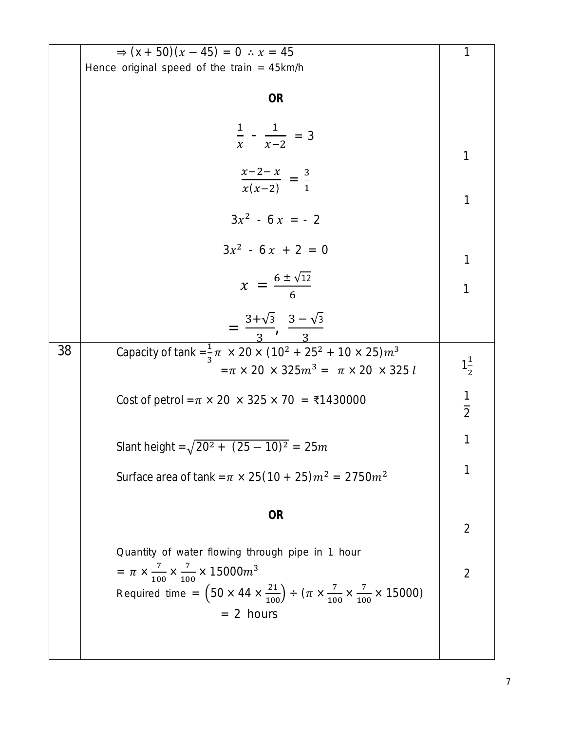| | | |
|---|---|---|
| | $\Rightarrow (x + 50)(x - 45) = 0 \;\therefore x = 45$<br>Hence original speed of the train = 45km/h | 1 |
| | **OR** | |
| | $\frac{1}{x} - \frac{1}{x-2} = 3$ | 1 |
| | $\frac{x-2-x}{x(x-2)} = \frac{3}{1}$ | 1 |
| | $3x^2 - 6x = -2$ | |
| | $3x^2 - 6x + 2 = 0$ | 1 |
| | $x = \frac{6 \pm \sqrt{12}}{6}$ | 1 |
| | $= \frac{3+\sqrt{3}}{3}, \; \frac{3-\sqrt{3}}{3}$ | |
| 38 | Capacity of tank $= \frac{1}{3}\pi \times 20 \times (10^2 + 25^2 + 10 \times 25)m^3$<br>$= \pi \times 20 \times 325m^3 = \pi \times 20 \times 325\, l$ | $1\frac{1}{2}$ |
| | Cost of petrol $= \pi \times 20 \times 325 \times 70$ = ₹1430000 | $\frac{1}{2}$ |
| | Slant height $= \sqrt{20^2 + (25-10)^2} = 25m$ | 1 |
| | Surface area of tank $= \pi \times 25(10 + 25)m^2 = 2750m^2$ | 1 |
| | **OR** | |
| | Quantity of water flowing through pipe in 1 hour<br>$= \pi \times \frac{7}{100} \times \frac{7}{100} \times 15000m^3$ | 2 |
| | Required time $= \left(50 \times 44 \times \frac{21}{100}\right) \div (\pi \times \frac{7}{100} \times \frac{7}{100} \times 15000)$<br>$= 2$ hours | 2 |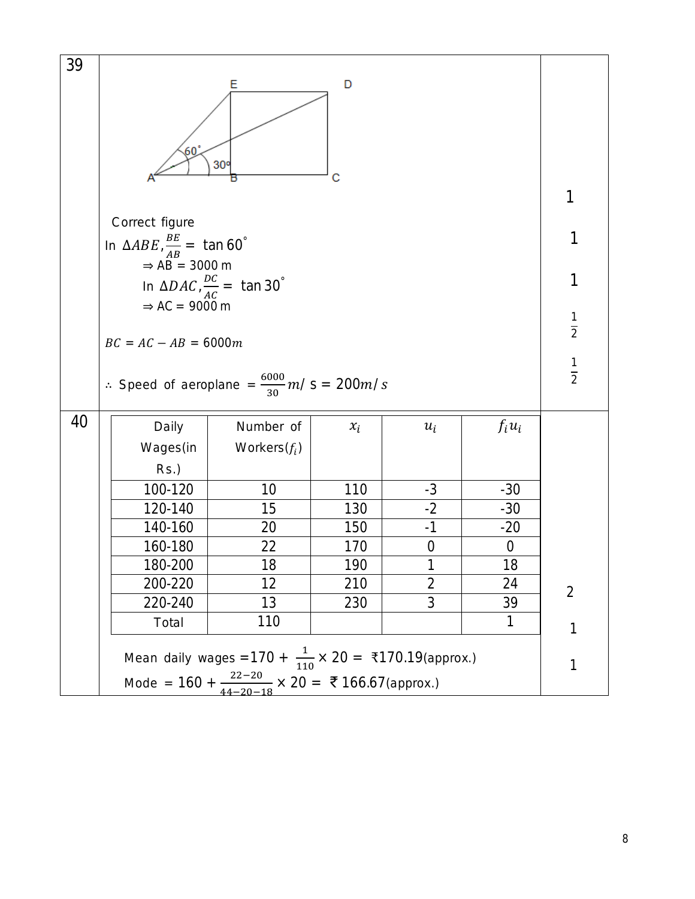| | | |
|---|---|---|
| 39 | E D A B C 60° 30°<br><br>Correct figure<br>In $\Delta ABE, \frac{BE}{AB} = \tan 60^\circ$<br>$\Rightarrow$ AB = 3000 m<br>In $\Delta DAC, \frac{DC}{AC} = \tan 30^\circ$<br>$\Rightarrow$ AC = 9000 m<br><br>$BC = AC - AB = 6000m$<br><br>$\therefore$ Speed of aeroplane $= \frac{6000}{30} m/s = 200 m/s$ | 1<br><br>1<br><br>1<br><br>$\frac{1}{2}$<br><br>$\frac{1}{2}$ |
| 40 | (table below)<br><br>Mean daily wages $=170 + \frac{1}{110} \times 20 =$ ₹170.19(approx.)<br>Mode $= 160 + \frac{22-20}{44-20-18} \times 20 =$ ₹ 166.67(approx.) | 2<br><br>1<br><br>1 |

| Daily Wages(in Rs.) | Number of Workers($f_i$) | $x_i$ | $u_i$ | $f_i u_i$ |
|---|---|---|---|---|
| 100-120 | 10 | 110 | -3 | -30 |
| 120-140 | 15 | 130 | -2 | -30 |
| 140-160 | 20 | 150 | -1 | -20 |
| 160-180 | 22 | 170 | 0 | 0 |
| 180-200 | 18 | 190 | 1 | 18 |
| 200-220 | 12 | 210 | 2 | 24 |
| 220-240 | 13 | 230 | 3 | 39 |
| Total | 110 | | | 1 |